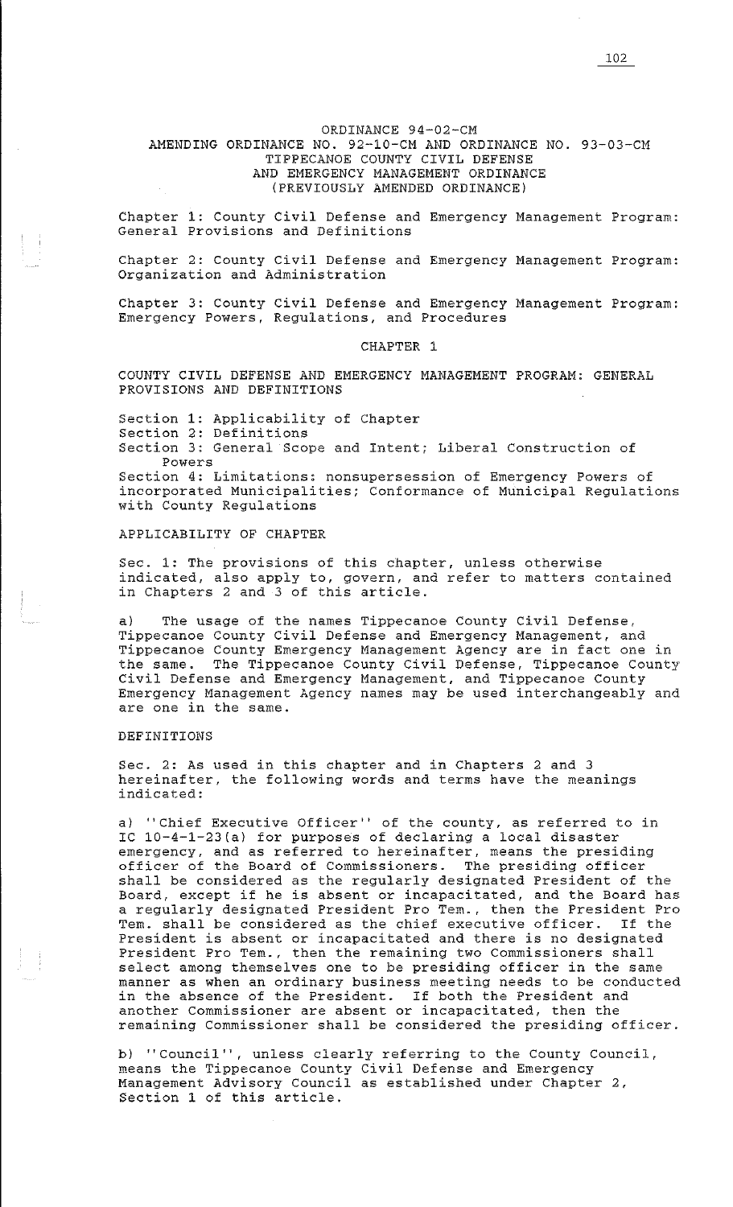# ORDINANCE 94-02-CM
## AMENDING ORDINANCE NO. 92-10-CM AND ORDINANCE NO. 93-03-CM
## TIPPECANOE COUNTY CIVIL DEFENSE AND EMERGENCY MANAGEMENT ORDINANCE
## (PREVIOUSLY AMENDED ORDINANCE)

Chapter 1: County Civil Defense and Emergency Management Program: General Provisions and Definitions

Chapter 2: County Civil Defense and Emergency Management Program: Organization and Administration

Chapter 3: County Civil Defense and Emergency Management Program: Emergency Powers, Regulations, and Procedures

## CHAPTER 1

### COUNTY CIVIL DEFENSE AND EMERGENCY MANAGEMENT PROGRAM: GENERAL PROVISIONS AND DEFINITIONS

Section 1: Applicability of Chapter
Section 2: Definitions
Section 3: General Scope and Intent; Liberal Construction of Powers
Section 4: Limitations: nonsupersession of Emergency Powers of incorporated Municipalities; Conformance of Municipal Regulations with County Regulations

### APPLICABILITY OF CHAPTER

Sec. 1: The provisions of this chapter, unless otherwise indicated, also apply to, govern, and refer to matters contained in Chapters 2 and 3 of this article.

a) The usage of the names Tippecanoe County Civil Defense, Tippecanoe County Civil Defense and Emergency Management, and Tippecanoe County Emergency Management Agency are in fact one in the same. The Tippecanoe County Civil Defense, Tippecanoe County Civil Defense and Emergency Management, and Tippecanoe County Emergency Management Agency names may be used interchangeably and are one in the same.

### DEFINITIONS

Sec. 2: As used in this chapter and in Chapters 2 and 3 hereinafter, the following words and terms have the meanings indicated:

a) ''Chief Executive Officer'' of the county, as referred to in IC 10-4-1-23(a) for purposes of declaring a local disaster emergency, and as referred to hereinafter, means the presiding officer of the Board of Commissioners. The presiding officer shall be considered as the regularly designated President of the Board, except if he is absent or incapacitated, and the Board has a regularly designated President Pro Tem., then the President Pro Tem. shall be considered as the chief executive officer. If the President is absent or incapacitated and there is no designated President Pro Tem., then the remaining two Commissioners shall select among themselves one to be presiding officer in the same manner as when an ordinary business meeting needs to be conducted in the absence of the President. If both the President and another Commissioner are absent or incapacitated, then the remaining Commissioner shall be considered the presiding officer.

b) ''Council'', unless clearly referring to the County Council, means the Tippecanoe County Civil Defense and Emergency Management Advisory Council as established under Chapter 2, Section 1 of this article.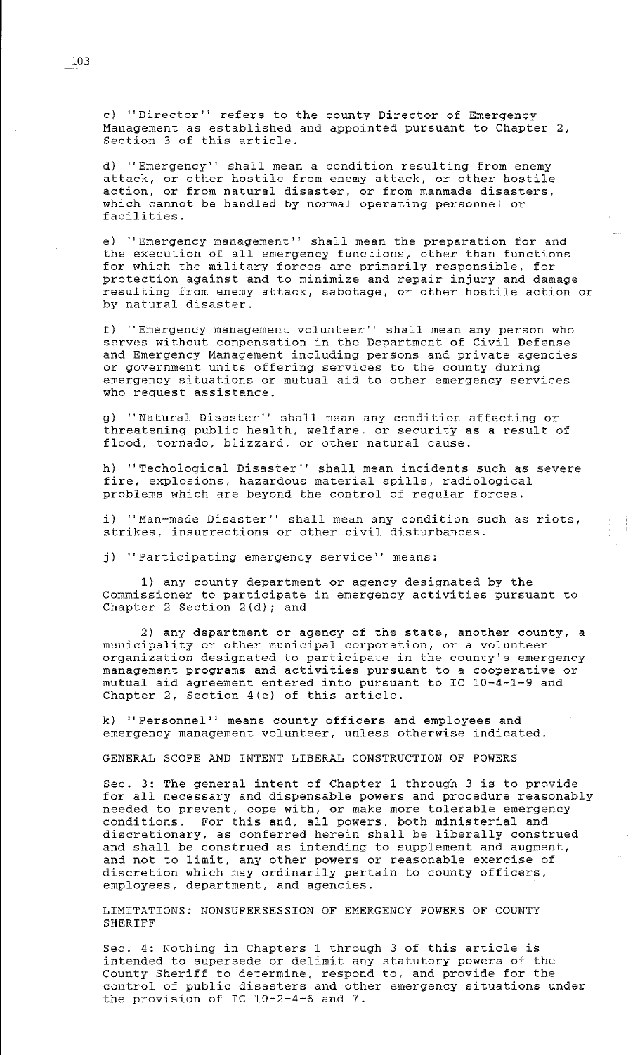c) ''Director'' refers to the county Director of Emergency Management as established and appointed pursuant to Chapter 2, Section 3 of this article.

d) ''Emergency'' shall mean a condition resulting from enemy attack, or other hostile from enemy attack, or other hostile action, or from natural disaster, or from manmade disasters, which cannot be handled by normal operating personnel or facilities.

e) ''Emergency management'' shall mean the preparation for and the execution of all emergency functions, other than functions for which the military forces are primarily responsible, for protection against and to minimize and repair injury and damage resulting from enemy attack, sabotage, or other hostile action or by natural disaster.

f) ''Emergency management volunteer'' shall mean any person who serves without compensation in the Department of Civil Defense and Emergency Management including persons and private agencies or government units offering services to the county during emergency situations or mutual aid to other emergency services who request assistance.

g) ''Natural Disaster'' shall mean any condition affecting or threatening public health, welfare, or security as a result of flood, tornado, blizzard, or other natural cause.

h) ''Techological Disaster'' shall mean incidents such as severe fire, explosions, hazardous material spills, radiological problems which are beyond the control of regular forces.

i) ''Man-made Disaster'' shall mean any condition such as riots, strikes, insurrections or other civil disturbances.

j) ''Participating emergency service'' means:

1) any county department or agency designated by the Commissioner to participate in emergency activities pursuant to Chapter 2 Section 2(d); and

2) any department or agency of the state, another county, a municipality or other municipal corporation, or a volunteer organization designated to participate in the county's emergency management programs and activities pursuant to a cooperative or mutual aid agreement entered into pursuant to IC 10-4-1-9 and Chapter 2, Section 4(e) of this article.

k) ''Personnel'' means county officers and employees and emergency management volunteer, unless otherwise indicated.

GENERAL SCOPE AND INTENT LIBERAL CONSTRUCTION OF POWERS

Sec. 3: The general intent of Chapter 1 through 3 is to provide for all necessary and dispensable powers and procedure reasonably needed to prevent, cope with, or make more tolerable emergency conditions. For this and, all powers, both ministerial and discretionary, as conferred herein shall be liberally construed and shall be construed as intending to supplement and augment, and not to limit, any other powers or reasonable exercise of discretion which may ordinarily pertain to county officers, employees, department, and agencies.

LIMITATIONS: NONSUPERSESSION OF EMERGENCY POWERS OF COUNTY SHERIFF

Sec. 4: Nothing in Chapters 1 through 3 of this article is intended to supersede or delimit any statutory powers of the County Sheriff to determine, respond to, and provide for the control of public disasters and other emergency situations under the provision of IC 10-2-4-6 and 7.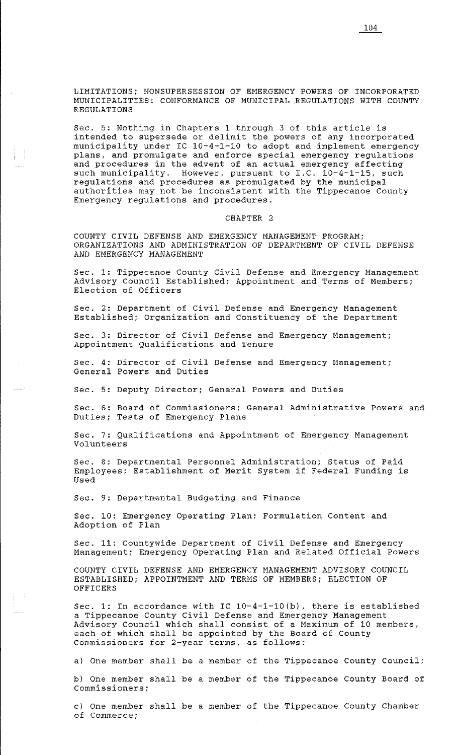LIMITATIONS; NONSUPERSESSION OF EMERGENCY POWERS OF INCORPORATED MUNICIPALITIES: CONFORMANCE OF MUNICIPAL REGULATIONS WITH COUNTY REGULATIONS

Sec. 5: Nothing in Chapters 1 through 3 of this article is intended to supersede or delimit the powers of any incorporated municipality under IC 10-4-1-10 to adopt and implement emergency plans, and promulgate and enforce special emergency regulations and procedures in the advent of an actual emergency affecting such municipality. However, pursuant to I.C. 10-4-1-15, such regulations and procedures as promulgated by the municipal authorities may not be inconsistent with the Tippecanoe County Emergency regulations and procedures.

## CHAPTER 2

COUNTY CIVIL DEFENSE AND EMERGENCY MANAGEMENT PROGRAM; ORGANIZATIONS AND ADMINISTRATION OF DEPARTMENT OF CIVIL DEFENSE AND EMERGENCY MANAGEMENT

Sec. 1: Tippecanoe County Civil Defense and Emergency Management Advisory Council Established; Appointment and Terms of Members; Election of Officers

Sec. 2: Department of Civil Defense and Emergency Management Established; Organization and Constituency of the Department

Sec. 3: Director of Civil Defense and Emergency Management; Appointment Qualifications and Tenure

Sec. 4: Director of Civil Defense and Emergency Management; General Powers and Duties

Sec. 5: Deputy Director; General Powers and Duties

Sec. 6: Board of Commissioners; General Administrative Powers and Duties; Tests of Emergency Plans

Sec. 7: Qualifications and Appointment of Emergency Management Volunteers

Sec. 8: Departmental Personnel Administration; Status of Paid Employees; Establishment of Merit System if Federal Funding is Used

Sec. 9: Departmental Budgeting and Finance

Sec. 10: Emergency Operating Plan; Formulation Content and Adoption of Plan

Sec. 11: Countywide Department of Civil Defense and Emergency Management; Emergency Operating Plan and Related Official Powers

COUNTY CIVIL DEFENSE AND EMERGENCY MANAGEMENT ADVISORY COUNCIL ESTABLISHED; APPOINTMENT AND TERMS OF MEMBERS; ELECTION OF OFFICERS

Sec. 1: In accordance with IC 10-4-1-10(b), there is established a Tippecanoe County Civil Defense and Emergency Management Advisory Council which shall consist of a Maximum of 10 members, each of which shall be appointed by the Board of County Commissioners for 2-year terms, as follows:

a) One member shall be a member of the Tippecanoe County Council;

b) One member shall be a member of the Tippecanoe County Board of Commissioners;

c) One member shall be a member of the Tippecanoe County Chamber of Commerce;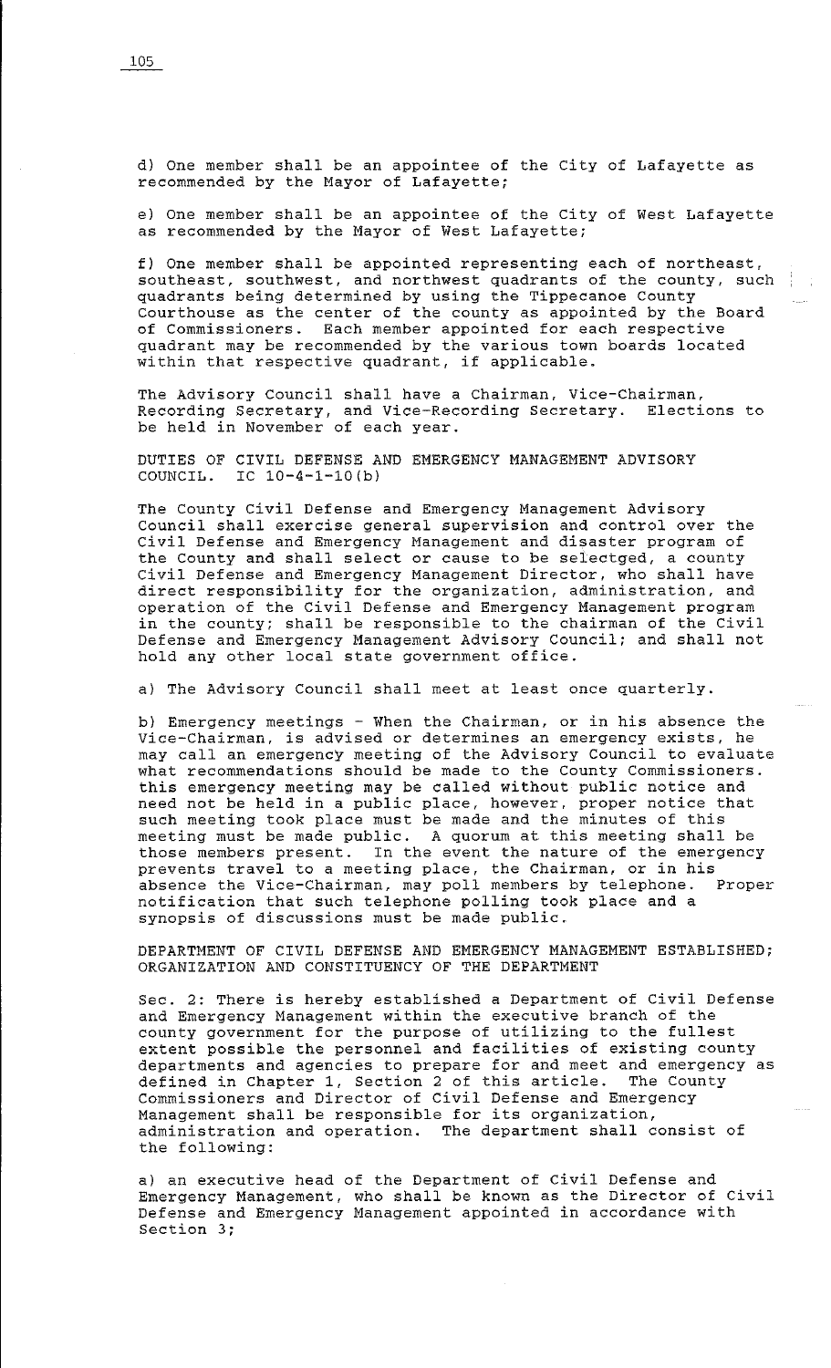d) One member shall be an appointee of the City of Lafayette as recommended by the Mayor of Lafayette;

e) One member shall be an appointee of the City of West Lafayette as recommended by the Mayor of West Lafayette;

f) One member shall be appointed representing each of northeast, southeast, southwest, and northwest quadrants of the county, such quadrants being determined by using the Tippecanoe County Courthouse as the center of the county as appointed by the Board of Commissioners. Each member appointed for each respective quadrant may be recommended by the various town boards located within that respective quadrant, if applicable.

The Advisory Council shall have a Chairman, Vice-Chairman, Recording Secretary, and Vice-Recording Secretary. Elections to be held in November of each year.

DUTIES OF CIVIL DEFENSE AND EMERGENCY MANAGEMENT ADVISORY COUNCIL. IC 10-4-1-10(b)

The County Civil Defense and Emergency Management Advisory Council shall exercise general supervision and control over the Civil Defense and Emergency Management and disaster program of the County and shall select or cause to be selectged, a county Civil Defense and Emergency Management Director, who shall have direct responsibility for the organization, administration, and operation of the Civil Defense and Emergency Management program in the county; shall be responsible to the chairman of the Civil Defense and Emergency Management Advisory Council; and shall not hold any other local state government office.

a) The Advisory Council shall meet at least once quarterly.

b) Emergency meetings - When the Chairman, or in his absence the Vice-Chairman, is advised or determines an emergency exists, he may call an emergency meeting of the Advisory Council to evaluate what recommendations should be made to the County Commissioners. this emergency meeting may be called without public notice and need not be held in a public place, however, proper notice that such meeting took place must be made and the minutes of this meeting must be made public. A quorum at this meeting shall be those members present. In the event the nature of the emergency prevents travel to a meeting place, the Chairman, or in his absence the Vice-Chairman, may poll members by telephone. Proper notification that such telephone polling took place and a synopsis of discussions must be made public.

DEPARTMENT OF CIVIL DEFENSE AND EMERGENCY MANAGEMENT ESTABLISHED; ORGANIZATION AND CONSTITUENCY OF THE DEPARTMENT

Sec. 2: There is hereby established a Department of Civil Defense and Emergency Management within the executive branch of the county government for the purpose of utilizing to the fullest extent possible the personnel and facilities of existing county departments and agencies to prepare for and meet and emergency as defined in Chapter 1, Section 2 of this article. The County Commissioners and Director of Civil Defense and Emergency Management shall be responsible for its organization, administration and operation. The department shall consist of the following:

a) an executive head of the Department of Civil Defense and Emergency Management, who shall be known as the Director of Civil Defense and Emergency Management appointed in accordance with Section 3;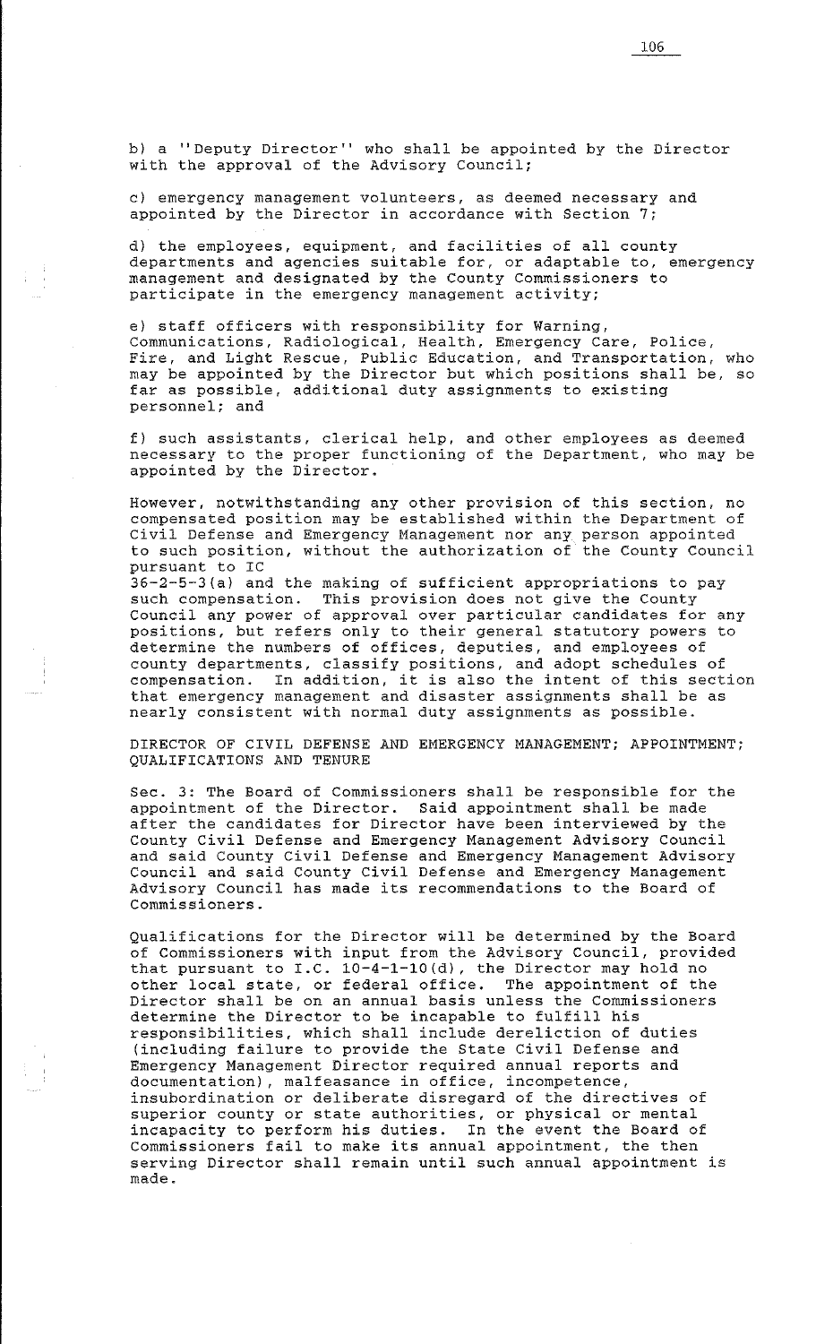b) a ''Deputy Director'' who shall be appointed by the Director with the approval of the Advisory Council;

c) emergency management volunteers, as deemed necessary and appointed by the Director in accordance with Section 7;

d) the employees, equipment, and facilities of all county departments and agencies suitable for, or adaptable to, emergency management and designated by the County Commissioners to participate in the emergency management activity;

e) staff officers with responsibility for Warning, Communications, Radiological, Health, Emergency Care, Police, Fire, and Light Rescue, Public Education, and Transportation, who may be appointed by the Director but which positions shall be, so far as possible, additional duty assignments to existing personnel; and

f) such assistants, clerical help, and other employees as deemed necessary to the proper functioning of the Department, who may be appointed by the Director.

However, notwithstanding any other provision of this section, no compensated position may be established within the Department of Civil Defense and Emergency Management nor any person appointed to such position, without the authorization of the County Council pursuant to IC
36-2-5-3(a) and the making of sufficient appropriations to pay such compensation. This provision does not give the County Council any power of approval over particular candidates for any positions, but refers only to their general statutory powers to determine the numbers of offices, deputies, and employees of county departments, classify positions, and adopt schedules of compensation. In addition, it is also the intent of this section that emergency management and disaster assignments shall be as nearly consistent with normal duty assignments as possible.

DIRECTOR OF CIVIL DEFENSE AND EMERGENCY MANAGEMENT; APPOINTMENT; QUALIFICATIONS AND TENURE

Sec. 3: The Board of Commissioners shall be responsible for the appointment of the Director. Said appointment shall be made after the candidates for Director have been interviewed by the County Civil Defense and Emergency Management Advisory Council and said County Civil Defense and Emergency Management Advisory Council and said County Civil Defense and Emergency Management Advisory Council has made its recommendations to the Board of Commissioners.

Qualifications for the Director will be determined by the Board of Commissioners with input from the Advisory Council, provided that pursuant to I.C. 10-4-1-10(d), the Director may hold no other local state, or federal office. The appointment of the Director shall be on an annual basis unless the Commissioners determine the Director to be incapable to fulfill his responsibilities, which shall include dereliction of duties (including failure to provide the State Civil Defense and Emergency Management Director required annual reports and documentation), malfeasance in office, incompetence, insubordination or deliberate disregard of the directives of superior county or state authorities, or physical or mental incapacity to perform his duties. In the event the Board of Commissioners fail to make its annual appointment, the then serving Director shall remain until such annual appointment is made.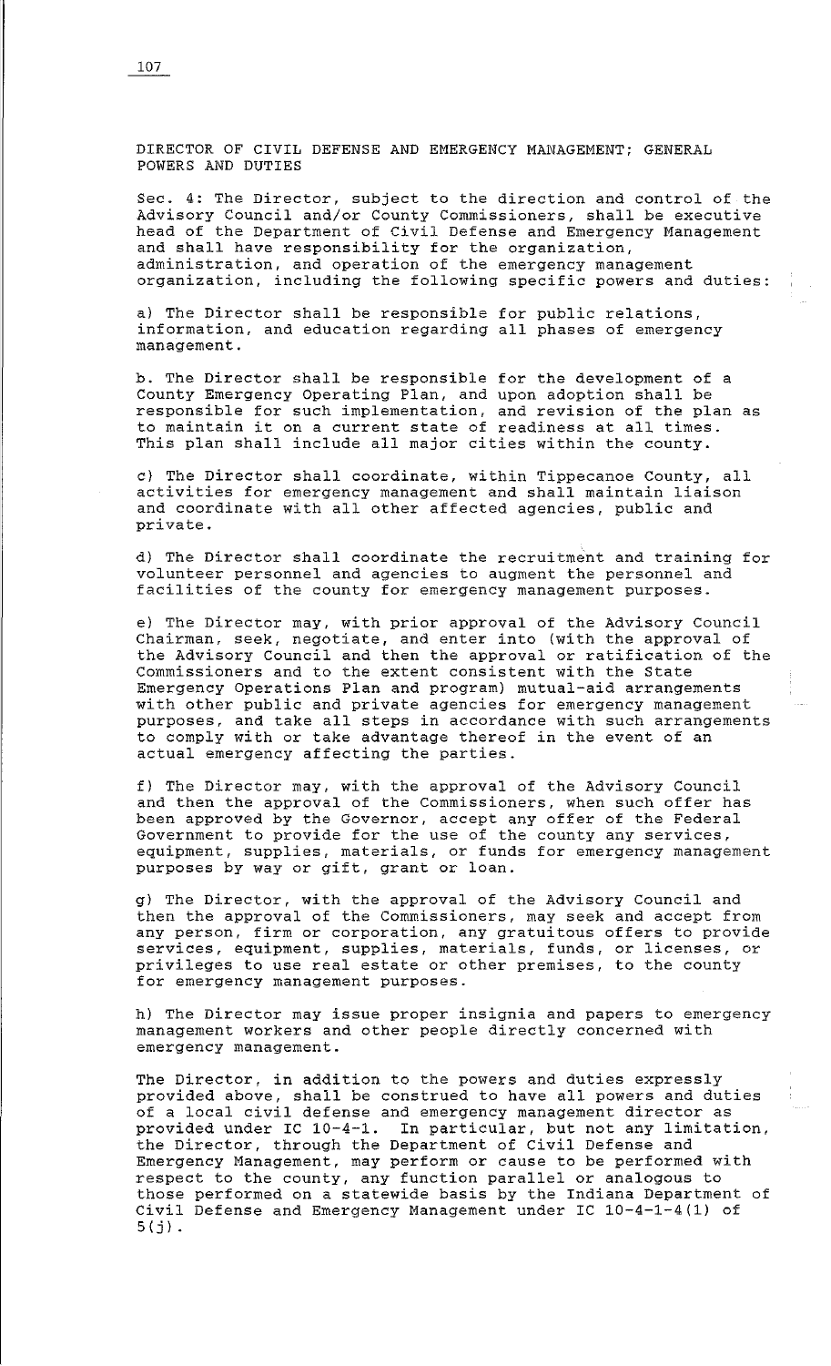DIRECTOR OF CIVIL DEFENSE AND EMERGENCY MANAGEMENT; GENERAL POWERS AND DUTIES

Sec. 4: The Director, subject to the direction and control of the Advisory Council and/or County Commissioners, shall be executive head of the Department of Civil Defense and Emergency Management and shall have responsibility for the organization, administration, and operation of the emergency management organization, including the following specific powers and duties:

a) The Director shall be responsible for public relations, information, and education regarding all phases of emergency management.

b. The Director shall be responsible for the development of a County Emergency Operating Plan, and upon adoption shall be responsible for such implementation, and revision of the plan as to maintain it on a current state of readiness at all times. This plan shall include all major cities within the county.

c) The Director shall coordinate, within Tippecanoe County, all activities for emergency management and shall maintain liaison and coordinate with all other affected agencies, public and private.

d) The Director shall coordinate the recruitment and training for volunteer personnel and agencies to augment the personnel and facilities of the county for emergency management purposes.

e) The Director may, with prior approval of the Advisory Council Chairman, seek, negotiate, and enter into (with the approval of the Advisory Council and then the approval or ratification of the Commissioners and to the extent consistent with the State Emergency Operations Plan and program) mutual-aid arrangements with other public and private agencies for emergency management purposes, and take all steps in accordance with such arrangements to comply with or take advantage thereof in the event of an actual emergency affecting the parties.

f) The Director may, with the approval of the Advisory Council and then the approval of the Commissioners, when such offer has been approved by the Governor, accept any offer of the Federal Government to provide for the use of the county any services, equipment, supplies, materials, or funds for emergency management purposes by way or gift, grant or loan.

g) The Director, with the approval of the Advisory Council and then the approval of the Commissioners, may seek and accept from any person, firm or corporation, any gratuitous offers to provide services, equipment, supplies, materials, funds, or licenses, or privileges to use real estate or other premises, to the county for emergency management purposes.

h) The Director may issue proper insignia and papers to emergency management workers and other people directly concerned with emergency management.

The Director, in addition to the powers and duties expressly provided above, shall be construed to have all powers and duties of a local civil defense and emergency management director as provided under IC 10-4-1. In particular, but not any limitation, the Director, through the Department of Civil Defense and Emergency Management, may perform or cause to be performed with respect to the county, any function parallel or analogous to those performed on a statewide basis by the Indiana Department of Civil Defense and Emergency Management under IC 10-4-1-4(1) of 5(j).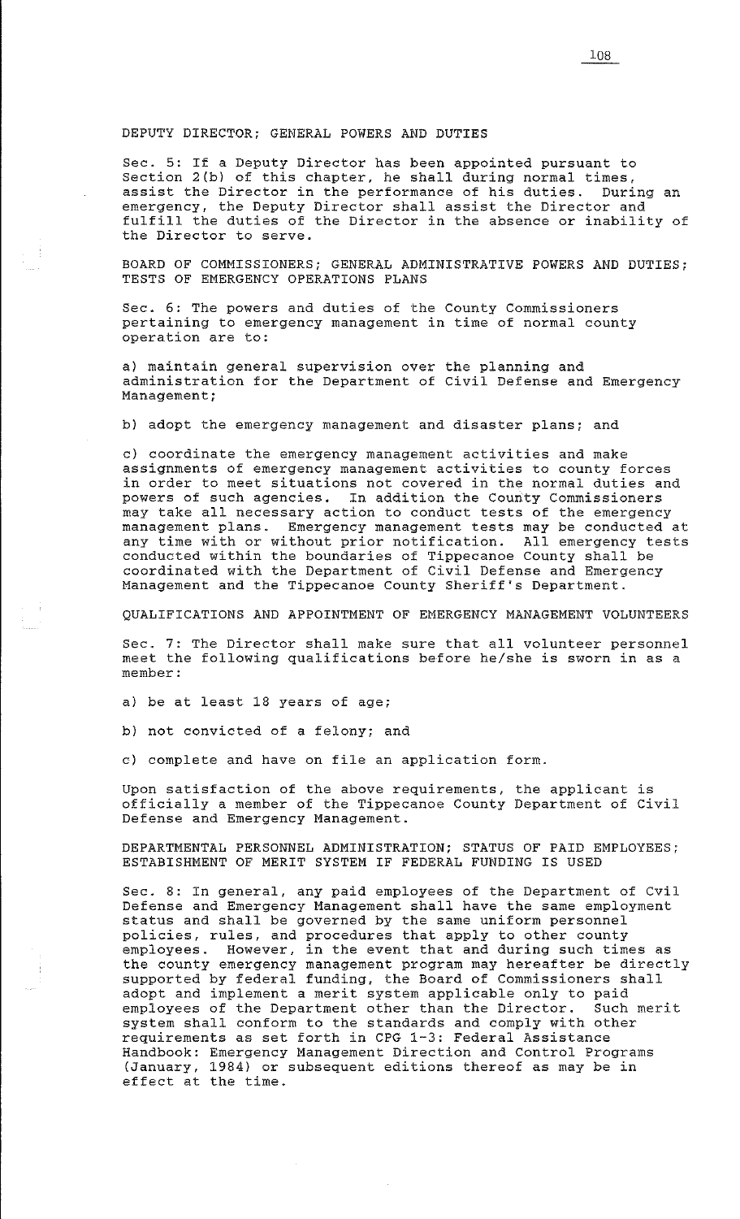## DEPUTY DIRECTOR; GENERAL POWERS AND DUTIES

Sec. 5: If a Deputy Director has been appointed pursuant to Section 2(b) of this chapter, he shall during normal times, assist the Director in the performance of his duties. During an emergency, the Deputy Director shall assist the Director and fulfill the duties of the Director in the absence or inability of the Director to serve.

## BOARD OF COMMISSIONERS; GENERAL ADMINISTRATIVE POWERS AND DUTIES; TESTS OF EMERGENCY OPERATIONS PLANS

Sec. 6: The powers and duties of the County Commissioners pertaining to emergency management in time of normal county operation are to:

a) maintain general supervision over the planning and administration for the Department of Civil Defense and Emergency Management;

b) adopt the emergency management and disaster plans; and

c) coordinate the emergency management activities and make assignments of emergency management activities to county forces in order to meet situations not covered in the normal duties and powers of such agencies. In addition the County Commissioners may take all necessary action to conduct tests of the emergency management plans. Emergency management tests may be conducted at any time with or without prior notification. All emergency tests conducted within the boundaries of Tippecanoe County shall be coordinated with the Department of Civil Defense and Emergency Management and the Tippecanoe County Sheriff's Department.

## QUALIFICATIONS AND APPOINTMENT OF EMERGENCY MANAGEMENT VOLUNTEERS

Sec. 7: The Director shall make sure that all volunteer personnel meet the following qualifications before he/she is sworn in as a member:

a) be at least 18 years of age;

b) not convicted of a felony; and

c) complete and have on file an application form.

Upon satisfaction of the above requirements, the applicant is officially a member of the Tippecanoe County Department of Civil Defense and Emergency Management.

## DEPARTMENTAL PERSONNEL ADMINISTRATION; STATUS OF PAID EMPLOYEES; ESTABISHMENT OF MERIT SYSTEM IF FEDERAL FUNDING IS USED

Sec. 8: In general, any paid employees of the Department of Cvil Defense and Emergency Management shall have the same employment status and shall be governed by the same uniform personnel policies, rules, and procedures that apply to other county employees. However, in the event that and during such times as the county emergency management program may hereafter be directly supported by federal funding, the Board of Commissioners shall adopt and implement a merit system applicable only to paid employees of the Department other than the Director. Such merit system shall conform to the standards and comply with other requirements as set forth in CPG 1-3: Federal Assistance Handbook: Emergency Management Direction and Control Programs (January, 1984) or subsequent editions thereof as may be in effect at the time.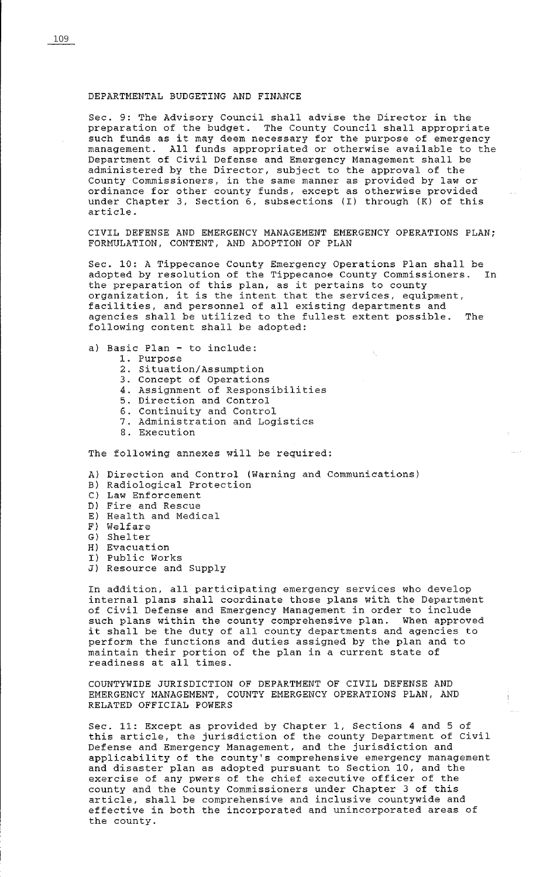## DEPARTMENTAL BUDGETING AND FINANCE

Sec. 9: The Advisory Council shall advise the Director in the preparation of the budget. The County Council shall appropriate such funds as it may deem necessary for the purpose of emergency management. All funds appropriated or otherwise available to the Department of Civil Defense and Emergency Management shall be administered by the Director, subject to the approval of the County Commissioners, in the same manner as provided by law or ordinance for other county funds, except as otherwise provided under Chapter 3, Section 6, subsections (I) through (K) of this article.

## CIVIL DEFENSE AND EMERGENCY MANAGEMENT EMERGENCY OPERATIONS PLAN; FORMULATION, CONTENT, AND ADOPTION OF PLAN

Sec. 10: A Tippecanoe County Emergency Operations Plan shall be adopted by resolution of the Tippecanoe County Commissioners. In the preparation of this plan, as it pertains to county organization, it is the intent that the services, equipment, facilities, and personnel of all existing departments and agencies shall be utilized to the fullest extent possible. The following content shall be adopted:

a) Basic Plan - to include:
   1. Purpose
   2. Situation/Assumption
   3. Concept of Operations
   4. Assignment of Responsibilities
   5. Direction and Control
   6. Continuity and Control
   7. Administration and Logistics
   8. Execution

The following annexes will be required:

A) Direction and Control (Warning and Communications)
B) Radiological Protection
C) Law Enforcement
D) Fire and Rescue
E) Health and Medical
F) Welfare
G) Shelter
H) Evacuation
I) Public Works
J) Resource and Supply

In addition, all participating emergency services who develop internal plans shall coordinate those plans with the Department of Civil Defense and Emergency Management in order to include such plans within the county comprehensive plan. When approved it shall be the duty of all county departments and agencies to perform the functions and duties assigned by the plan and to maintain their portion of the plan in a current state of readiness at all times.

## COUNTYWIDE JURISDICTION OF DEPARTMENT OF CIVIL DEFENSE AND EMERGENCY MANAGEMENT, COUNTY EMERGENCY OPERATIONS PLAN, AND RELATED OFFICIAL POWERS

Sec. 11: Except as provided by Chapter 1, Sections 4 and 5 of this article, the jurisdiction of the county Department of Civil Defense and Emergency Management, and the jurisdiction and applicability of the county's comprehensive emergency management and disaster plan as adopted pursuant to Section 10, and the exercise of any pwers of the chief executive officer of the county and the County Commissioners under Chapter 3 of this article, shall be comprehensive and inclusive countywide and effective in both the incorporated and unincorporated areas of the county.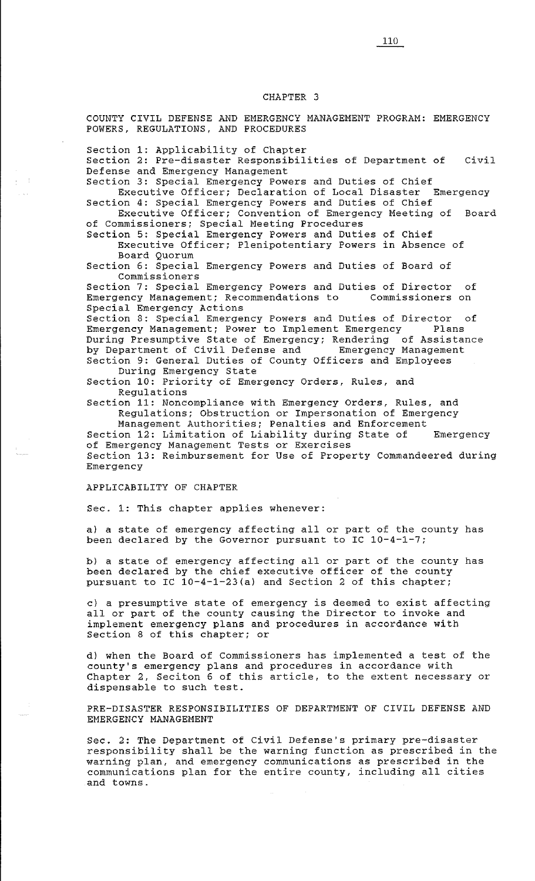# CHAPTER 3

## COUNTY CIVIL DEFENSE AND EMERGENCY MANAGEMENT PROGRAM: EMERGENCY POWERS, REGULATIONS, AND PROCEDURES

Section 1: Applicability of Chapter
Section 2: Pre-disaster Responsibilities of Department of Civil Defense and Emergency Management
Section 3: Special Emergency Powers and Duties of Chief Executive Officer; Declaration of Local Disaster Emergency
Section 4: Special Emergency Powers and Duties of Chief Executive Officer; Convention of Emergency Meeting of Board of Commissioners; Special Meeting Procedures
Section 5: Special Emergency Powers and Duties of Chief Executive Officer; Plenipotentiary Powers in Absence of Board Quorum
Section 6: Special Emergency Powers and Duties of Board of Commissioners
Section 7: Special Emergency Powers and Duties of Director of Emergency Management; Recommendations to Commissioners on Special Emergency Actions
Section 8: Special Emergency Powers and Duties of Director of Emergency Management; Power to Implement Emergency Plans During Presumptive State of Emergency; Rendering of Assistance by Department of Civil Defense and Emergency Management
Section 9: General Duties of County Officers and Employees During Emergency State
Section 10: Priority of Emergency Orders, Rules, and Regulations
Section 11: Noncompliance with Emergency Orders, Rules, and Regulations; Obstruction or Impersonation of Emergency Management Authorities; Penalties and Enforcement
Section 12: Limitation of Liability during State of Emergency of Emergency Management Tests or Exercises
Section 13: Reimbursement for Use of Property Commandeered during Emergency

### APPLICABILITY OF CHAPTER

Sec. 1: This chapter applies whenever:

a) a state of emergency affecting all or part of the county has been declared by the Governor pursuant to IC 10-4-1-7;

b) a state of emergency affecting all or part of the county has been declared by the chief executive officer of the county pursuant to IC 10-4-1-23(a) and Section 2 of this chapter;

c) a presumptive state of emergency is deemed to exist affecting all or part of the county causing the Director to invoke and implement emergency plans and procedures in accordance with Section 8 of this chapter; or

d) when the Board of Commissioners has implemented a test of the county's emergency plans and procedures in accordance with Chapter 2, Seciton 6 of this article, to the extent necessary or dispensable to such test.

### PRE-DISASTER RESPONSIBILITIES OF DEPARTMENT OF CIVIL DEFENSE AND EMERGENCY MANAGEMENT

Sec. 2: The Department of Civil Defense's primary pre-disaster responsibility shall be the warning function as prescribed in the warning plan, and emergency communications as prescribed in the communications plan for the entire county, including all cities and towns.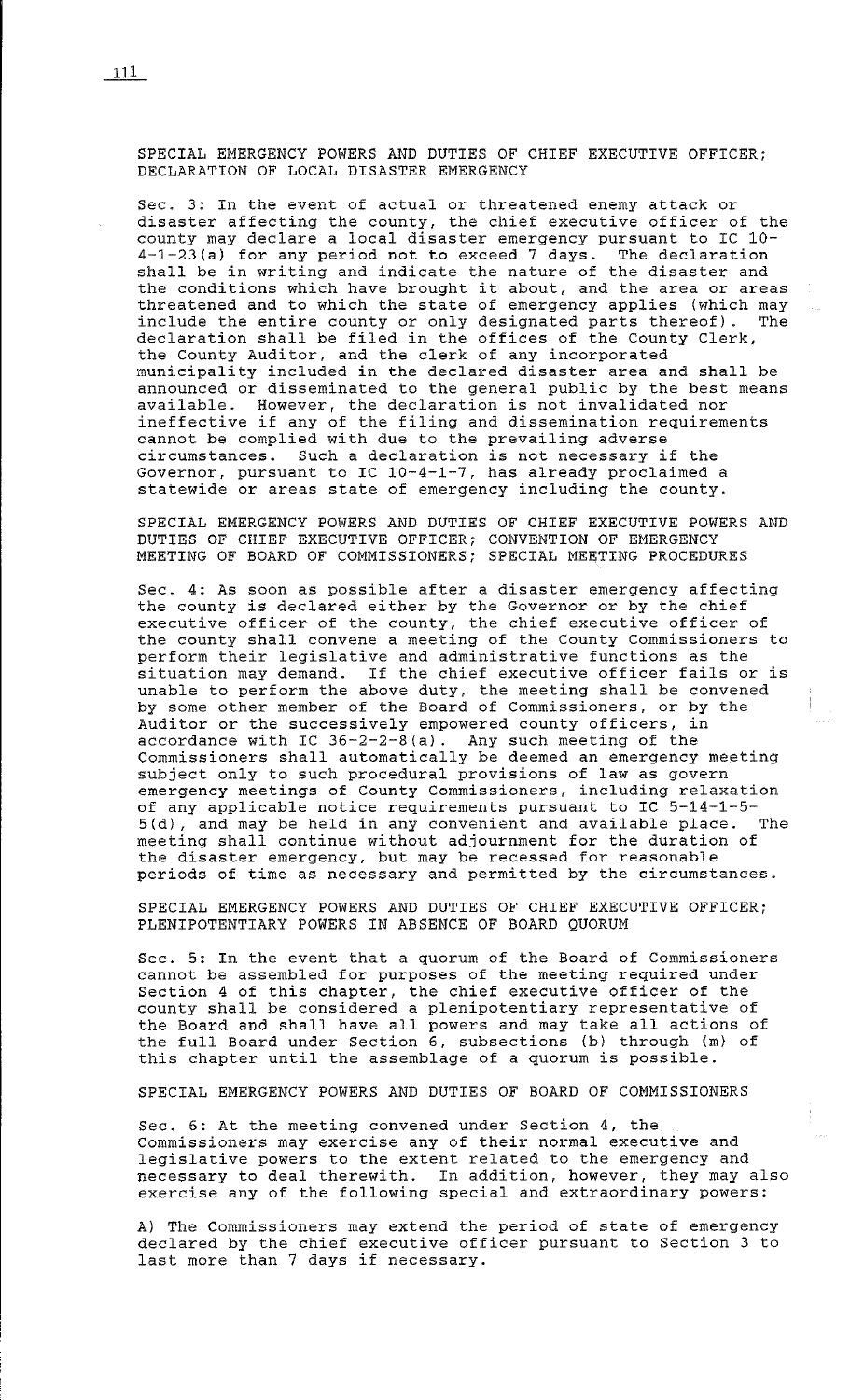SPECIAL EMERGENCY POWERS AND DUTIES OF CHIEF EXECUTIVE OFFICER; DECLARATION OF LOCAL DISASTER EMERGENCY

Sec. 3: In the event of actual or threatened enemy attack or disaster affecting the county, the chief executive officer of the county may declare a local disaster emergency pursuant to IC 10-4-1-23(a) for any period not to exceed 7 days. The declaration shall be in writing and indicate the nature of the disaster and the conditions which have brought it about, and the area or areas threatened and to which the state of emergency applies (which may include the entire county or only designated parts thereof). The declaration shall be filed in the offices of the County Clerk, the County Auditor, and the clerk of any incorporated municipality included in the declared disaster area and shall be announced or disseminated to the general public by the best means available. However, the declaration is not invalidated nor ineffective if any of the filing and dissemination requirements cannot be complied with due to the prevailing adverse circumstances. Such a declaration is not necessary if the Governor, pursuant to IC 10-4-1-7, has already proclaimed a statewide or areas state of emergency including the county.

SPECIAL EMERGENCY POWERS AND DUTIES OF CHIEF EXECUTIVE POWERS AND DUTIES OF CHIEF EXECUTIVE OFFICER; CONVENTION OF EMERGENCY MEETING OF BOARD OF COMMISSIONERS; SPECIAL MEETING PROCEDURES

Sec. 4: As soon as possible after a disaster emergency affecting the county is declared either by the Governor or by the chief executive officer of the county, the chief executive officer of the county shall convene a meeting of the County Commissioners to perform their legislative and administrative functions as the situation may demand. If the chief executive officer fails or is unable to perform the above duty, the meeting shall be convened by some other member of the Board of Commissioners, or by the Auditor or the successively empowered county officers, in accordance with IC 36-2-2-8(a). Any such meeting of the Commissioners shall automatically be deemed an emergency meeting subject only to such procedural provisions of law as govern emergency meetings of County Commissioners, including relaxation of any applicable notice requirements pursuant to IC 5-14-1-5-5(d), and may be held in any convenient and available place. The meeting shall continue without adjournment for the duration of the disaster emergency, but may be recessed for reasonable periods of time as necessary and permitted by the circumstances.

SPECIAL EMERGENCY POWERS AND DUTIES OF CHIEF EXECUTIVE OFFICER; PLENIPOTENTIARY POWERS IN ABSENCE OF BOARD QUORUM

Sec. 5: In the event that a quorum of the Board of Commissioners cannot be assembled for purposes of the meeting required under Section 4 of this chapter, the chief executive officer of the county shall be considered a plenipotentiary representative of the Board and shall have all powers and may take all actions of the full Board under Section 6, subsections (b) through (m) of this chapter until the assemblage of a quorum is possible.

SPECIAL EMERGENCY POWERS AND DUTIES OF BOARD OF COMMISSIONERS

Sec. 6: At the meeting convened under Section 4, the Commissioners may exercise any of their normal executive and legislative powers to the extent related to the emergency and necessary to deal therewith. In addition, however, they may also exercise any of the following special and extraordinary powers:

A) The Commissioners may extend the period of state of emergency declared by the chief executive officer pursuant to Section 3 to last more than 7 days if necessary.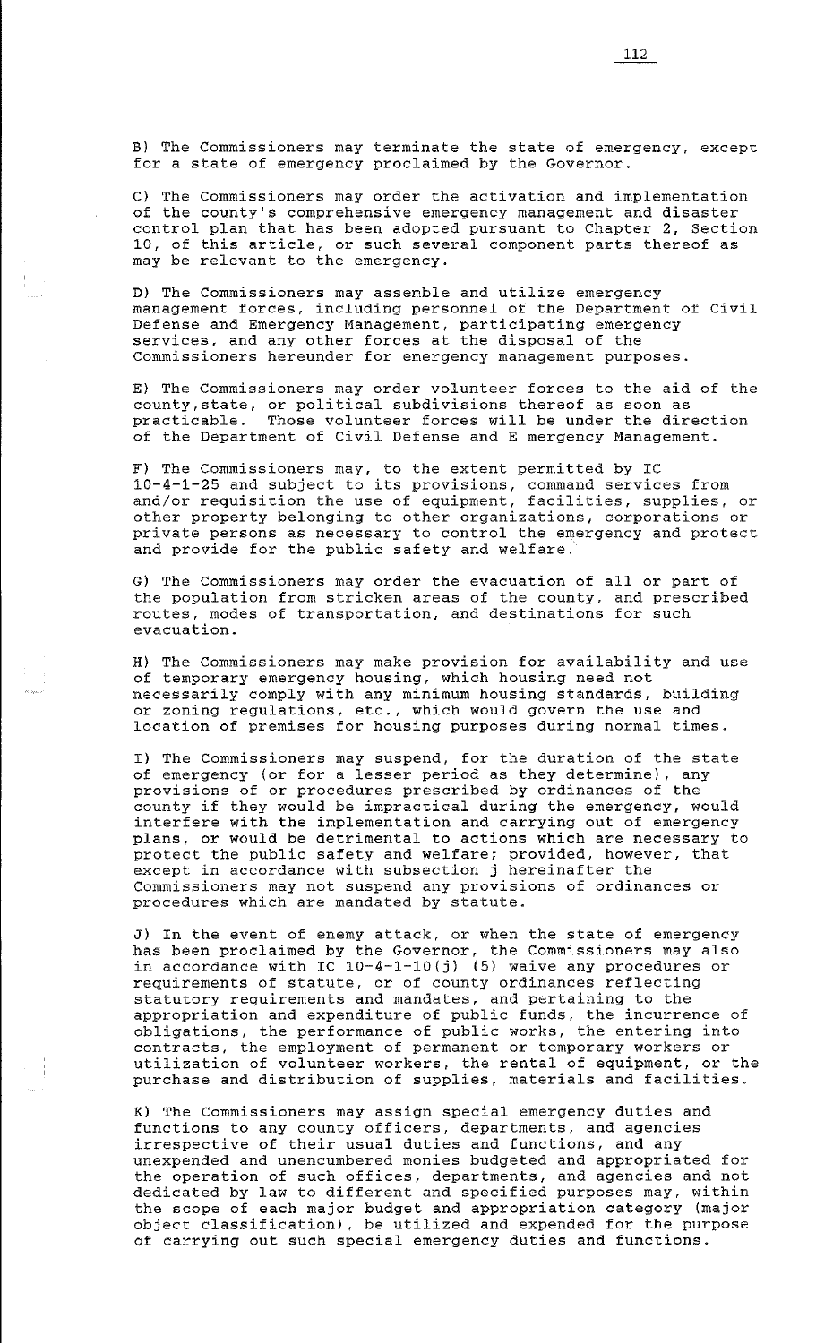B) The Commissioners may terminate the state of emergency, except for a state of emergency proclaimed by the Governor.

C) The Commissioners may order the activation and implementation of the county's comprehensive emergency management and disaster control plan that has been adopted pursuant to Chapter 2, Section 10, of this article, or such several component parts thereof as may be relevant to the emergency.

D) The Commissioners may assemble and utilize emergency management forces, including personnel of the Department of Civil Defense and Emergency Management, participating emergency services, and any other forces at the disposal of the Commissioners hereunder for emergency management purposes.

E) The Commissioners may order volunteer forces to the aid of the county,state, or political subdivisions thereof as soon as practicable. Those volunteer forces will be under the direction of the Department of Civil Defense and E mergency Management.

F) The Commissioners may, to the extent permitted by IC 10-4-1-25 and subject to its provisions, command services from and/or requisition the use of equipment, facilities, supplies, or other property belonging to other organizations, corporations or private persons as necessary to control the emergency and protect and provide for the public safety and welfare.

G) The Commissioners may order the evacuation of all or part of the population from stricken areas of the county, and prescribed routes, modes of transportation, and destinations for such evacuation.

H) The Commissioners may make provision for availability and use of temporary emergency housing, which housing need not necessarily comply with any minimum housing standards, building or zoning regulations, etc., which would govern the use and location of premises for housing purposes during normal times.

I) The Commissioners may suspend, for the duration of the state of emergency (or for a lesser period as they determine), any provisions of or procedures prescribed by ordinances of the county if they would be impractical during the emergency, would interfere with the implementation and carrying out of emergency plans, or would be detrimental to actions which are necessary to protect the public safety and welfare; provided, however, that except in accordance with subsection j hereinafter the Commissioners may not suspend any provisions of ordinances or procedures which are mandated by statute.

J) In the event of enemy attack, or when the state of emergency has been proclaimed by the Governor, the Commissioners may also in accordance with IC 10-4-1-10(j) (5) waive any procedures or requirements of statute, or of county ordinances reflecting statutory requirements and mandates, and pertaining to the appropriation and expenditure of public funds, the incurrence of obligations, the performance of public works, the entering into contracts, the employment of permanent or temporary workers or utilization of volunteer workers, the rental of equipment, or the purchase and distribution of supplies, materials and facilities.

K) The Commissioners may assign special emergency duties and functions to any county officers, departments, and agencies irrespective of their usual duties and functions, and any unexpended and unencumbered monies budgeted and appropriated for the operation of such offices, departments, and agencies and not dedicated by law to different and specified purposes may, within the scope of each major budget and appropriation category (major object classification), be utilized and expended for the purpose of carrying out such special emergency duties and functions.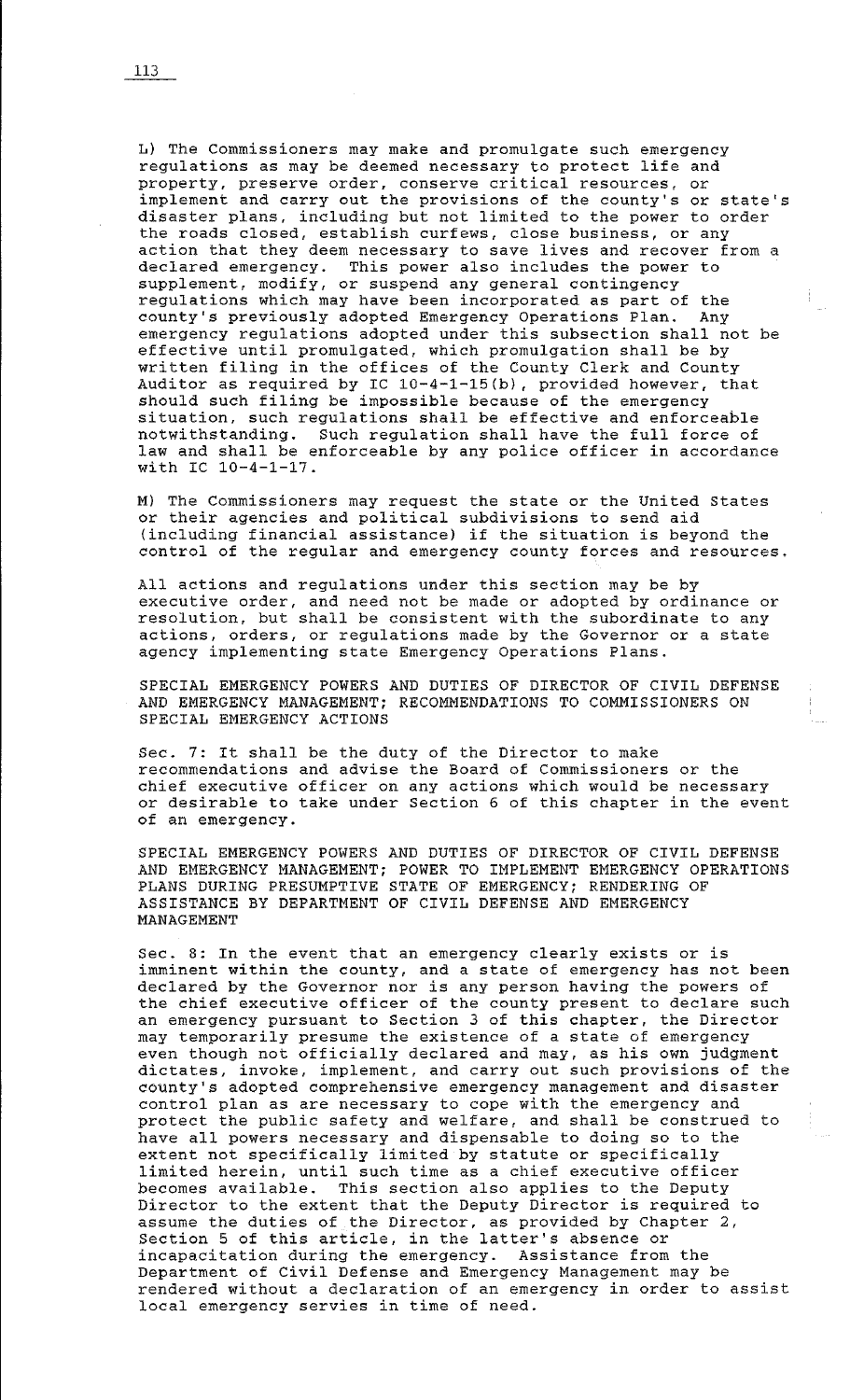L) The Commissioners may make and promulgate such emergency regulations as may be deemed necessary to protect life and property, preserve order, conserve critical resources, or implement and carry out the provisions of the county's or state's disaster plans, including but not limited to the power to order the roads closed, establish curfews, close business, or any action that they deem necessary to save lives and recover from a declared emergency. This power also includes the power to supplement, modify, or suspend any general contingency regulations which may have been incorporated as part of the county's previously adopted Emergency Operations Plan. Any emergency regulations adopted under this subsection shall not be effective until promulgated, which promulgation shall be by written filing in the offices of the County Clerk and County Auditor as required by IC 10-4-1-15(b), provided however, that should such filing be impossible because of the emergency situation, such regulations shall be effective and enforceable notwithstanding. Such regulation shall have the full force of law and shall be enforceable by any police officer in accordance with IC 10-4-1-17.

M) The Commissioners may request the state or the United States or their agencies and political subdivisions to send aid (including financial assistance) if the situation is beyond the control of the regular and emergency county forces and resources.

All actions and regulations under this section may be by executive order, and need not be made or adopted by ordinance or resolution, but shall be consistent with the subordinate to any actions, orders, or regulations made by the Governor or a state agency implementing state Emergency Operations Plans.

SPECIAL EMERGENCY POWERS AND DUTIES OF DIRECTOR OF CIVIL DEFENSE AND EMERGENCY MANAGEMENT; RECOMMENDATIONS TO COMMISSIONERS ON SPECIAL EMERGENCY ACTIONS

Sec. 7: It shall be the duty of the Director to make recommendations and advise the Board of Commissioners or the chief executive officer on any actions which would be necessary or desirable to take under Section 6 of this chapter in the event of an emergency.

SPECIAL EMERGENCY POWERS AND DUTIES OF DIRECTOR OF CIVIL DEFENSE AND EMERGENCY MANAGEMENT; POWER TO IMPLEMENT EMERGENCY OPERATIONS PLANS DURING PRESUMPTIVE STATE OF EMERGENCY; RENDERING OF ASSISTANCE BY DEPARTMENT OF CIVIL DEFENSE AND EMERGENCY MANAGEMENT

Sec. 8: In the event that an emergency clearly exists or is imminent within the county, and a state of emergency has not been declared by the Governor nor is any person having the powers of the chief executive officer of the county present to declare such an emergency pursuant to Section 3 of this chapter, the Director may temporarily presume the existence of a state of emergency even though not officially declared and may, as his own judgment dictates, invoke, implement, and carry out such provisions of the county's adopted comprehensive emergency management and disaster control plan as are necessary to cope with the emergency and protect the public safety and welfare, and shall be construed to have all powers necessary and dispensable to doing so to the extent not specifically limited by statute or specifically limited herein, until such time as a chief executive officer becomes available. This section also applies to the Deputy Director to the extent that the Deputy Director is required to assume the duties of the Director, as provided by Chapter 2, Section 5 of this article, in the latter's absence or incapacitation during the emergency. Assistance from the Department of Civil Defense and Emergency Management may be rendered without a declaration of an emergency in order to assist local emergency servies in time of need.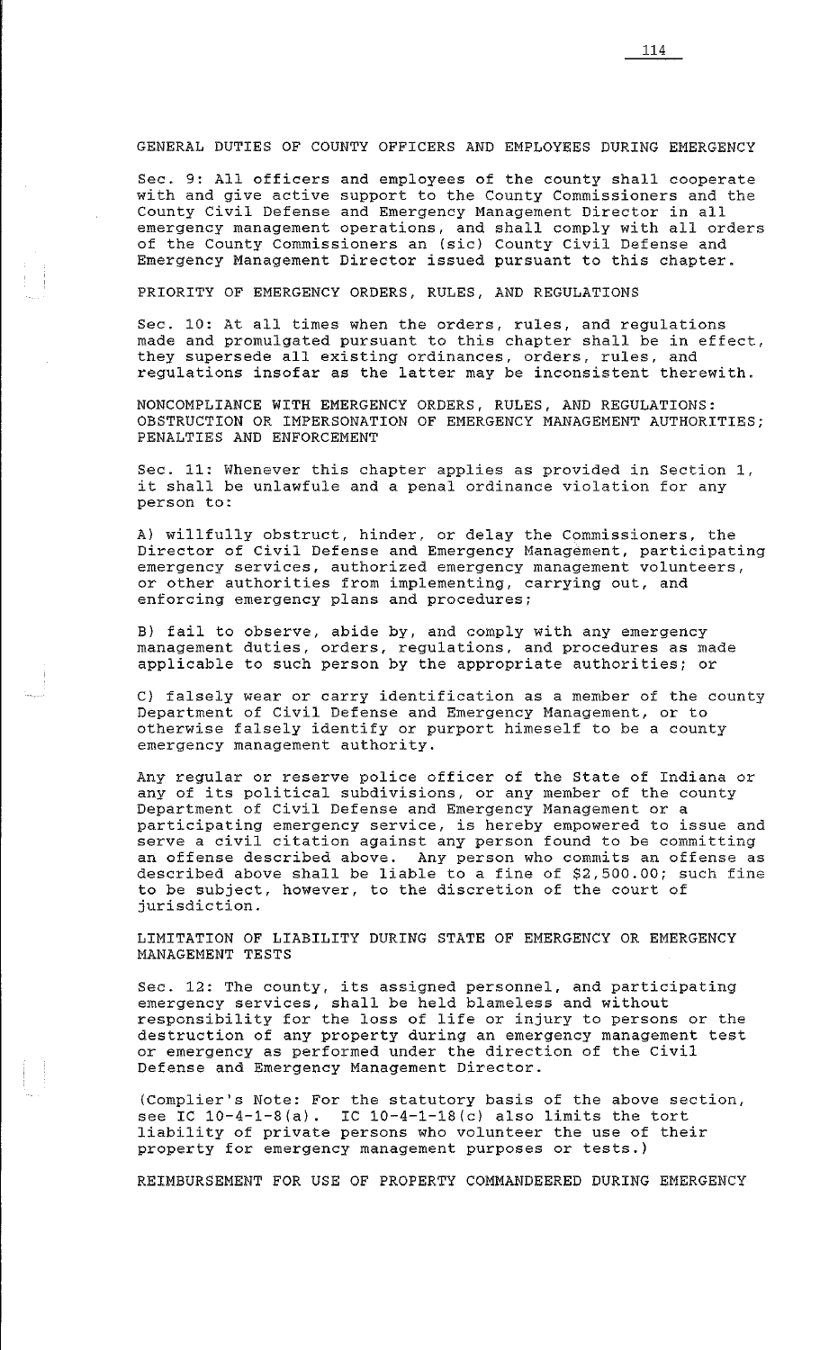## GENERAL DUTIES OF COUNTY OFFICERS AND EMPLOYEES DURING EMERGENCY

Sec. 9: All officers and employees of the county shall cooperate with and give active support to the County Commissioners and the County Civil Defense and Emergency Management Director in all emergency management operations, and shall comply with all orders of the County Commissioners an (sic) County Civil Defense and Emergency Management Director issued pursuant to this chapter.

## PRIORITY OF EMERGENCY ORDERS, RULES, AND REGULATIONS

Sec. 10: At all times when the orders, rules, and regulations made and promulgated pursuant to this chapter shall be in effect, they supersede all existing ordinances, orders, rules, and regulations insofar as the latter may be inconsistent therewith.

## NONCOMPLIANCE WITH EMERGENCY ORDERS, RULES, AND REGULATIONS: OBSTRUCTION OR IMPERSONATION OF EMERGENCY MANAGEMENT AUTHORITIES; PENALTIES AND ENFORCEMENT

Sec. 11: Whenever this chapter applies as provided in Section 1, it shall be unlawfule and a penal ordinance violation for any person to:

A) willfully obstruct, hinder, or delay the Commissioners, the Director of Civil Defense and Emergency Management, participating emergency services, authorized emergency management volunteers, or other authorities from implementing, carrying out, and enforcing emergency plans and procedures;

B) fail to observe, abide by, and comply with any emergency management duties, orders, regulations, and procedures as made applicable to such person by the appropriate authorities; or

C) falsely wear or carry identification as a member of the county Department of Civil Defense and Emergency Management, or to otherwise falsely identify or purport himeself to be a county emergency management authority.

Any regular or reserve police officer of the State of Indiana or any of its political subdivisions, or any member of the county Department of Civil Defense and Emergency Management or a participating emergency service, is hereby empowered to issue and serve a civil citation against any person found to be committing an offense described above. Any person who commits an offense as described above shall be liable to a fine of $2,500.00; such fine to be subject, however, to the discretion of the court of jurisdiction.

## LIMITATION OF LIABILITY DURING STATE OF EMERGENCY OR EMERGENCY MANAGEMENT TESTS

Sec. 12: The county, its assigned personnel, and participating emergency services, shall be held blameless and without responsibility for the loss of life or injury to persons or the destruction of any property during an emergency management test or emergency as performed under the direction of the Civil Defense and Emergency Management Director.

(Complier's Note: For the statutory basis of the above section, see IC 10-4-1-8(a). IC 10-4-1-18(c) also limits the tort liability of private persons who volunteer the use of their property for emergency management purposes or tests.)

## REIMBURSEMENT FOR USE OF PROPERTY COMMANDEERED DURING EMERGENCY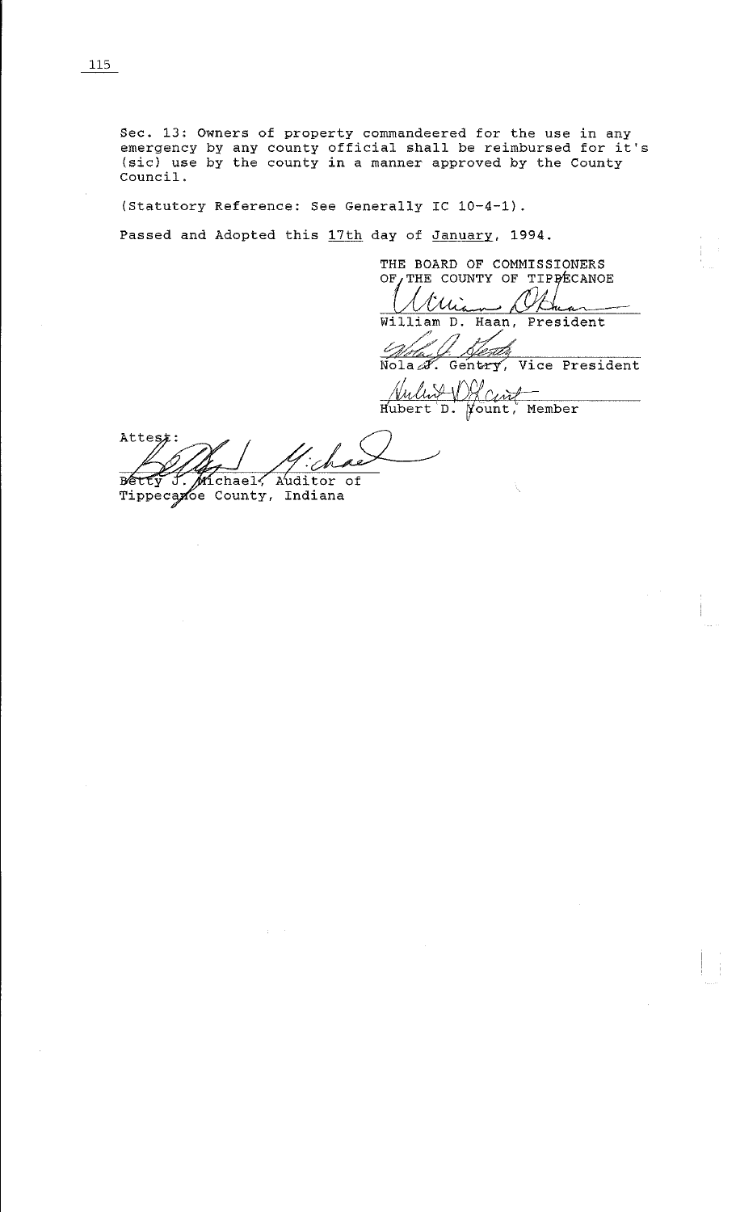Sec. 13: Owners of property commandeered for the use in any emergency by any county official shall be reimbursed for it's (sic) use by the county in a manner approved by the County Council.

(Statutory Reference: See Generally IC 10-4-1).

Passed and Adopted this 17th day of January, 1994.

THE BOARD OF COMMISSIONERS
OF THE COUNTY OF TIPPECANOE

William D. Haan, President

Nola J. Gentry, Vice President

Hubert D. Yount, Member

Attest:

Betty J. Michael, Auditor of
Tippecanoe County, Indiana